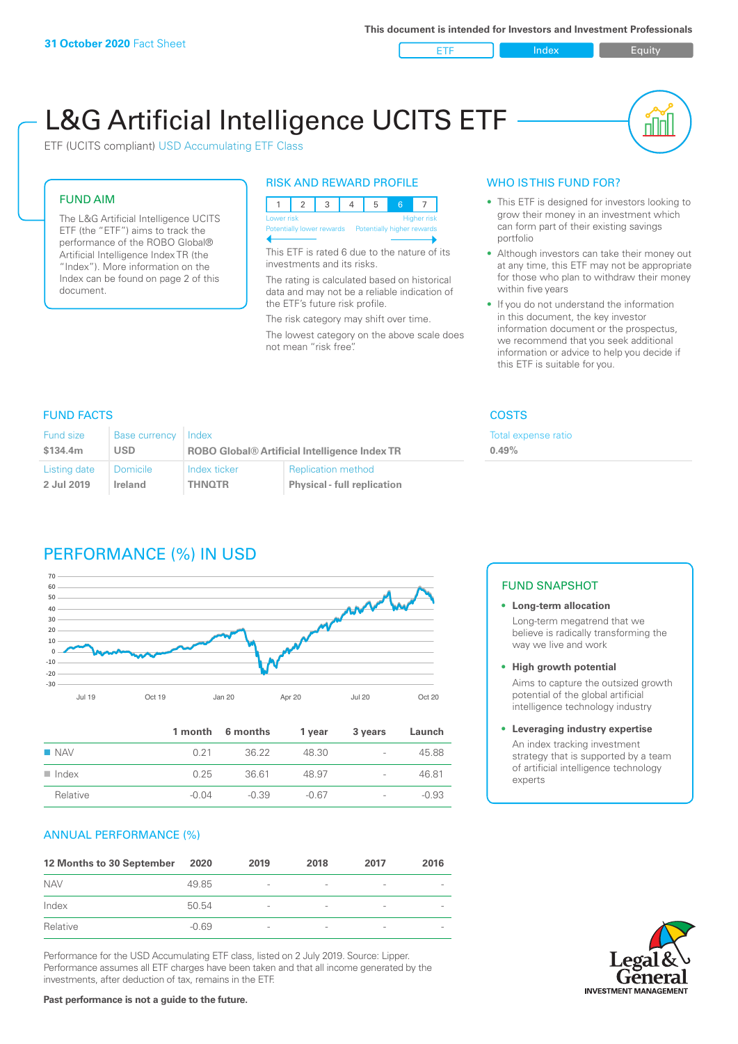31 October 2020 Fact Sheet

This document is intended for Investors and Investment Professionals

ETF | Index | Equity

# L&G Artificial Intelligence UCITS ETF

ETF (UCITS compliant) USD Accumulating ETF Class

## FUND AIM

The L&G Artificial Intelligence UCITS ETF (the "ETF") aims to track the performance of the ROBO Global® Artificial Intelligence Index TR (the "Index"). More information on the Index can be found on page 2 of this document.

## RISK AND REWARD PROFILE

| 1 | 2 | 3 | 4 | 5 | 6 | 7 |
|---|---|---|---|---|---|---|

Lower risk — Higher risk
Potentially lower rewards — Potentially higher rewards

This ETF is rated 6 due to the nature of its investments and its risks.

The rating is calculated based on historical data and may not be a reliable indication of the ETF's future risk profile.

The risk category may shift over time.

The lowest category on the above scale does not mean "risk free".

## WHO IS THIS FUND FOR?

- This ETF is designed for investors looking to grow their money in an investment which can form part of their existing savings portfolio
- Although investors can take their money out at any time, this ETF may not be appropriate for those who plan to withdraw their money within five years
- If you do not understand the information in this document, the key investor information document or the prospectus, we recommend that you seek additional information or advice to help you decide if this ETF is suitable for you.

## FUND FACTS

| Fund size | Base currency | Index | |
|---|---|---|---|
| $134.4m | USD | ROBO Global® Artificial Intelligence Index TR | |
| **Listing date** | **Domicile** | **Index ticker** | **Replication method** |
| 2 Jul 2019 | Ireland | THNQTR | Physical - full replication |

## COSTS

| Total expense ratio |
|---|
| 0.49% |

## PERFORMANCE (%) IN USD

|  | 1 month | 6 months | 1 year | 3 years | Launch |
|---|---|---|---|---|---|
| NAV | 0.21 | 36.22 | 48.30 | - | 45.88 |
| Index | 0.25 | 36.61 | 48.97 | - | 46.81 |
| Relative | -0.04 | -0.39 | -0.67 | - | -0.93 |

## FUND SNAPSHOT

- **Long-term allocation**
  Long-term megatrend that we believe is radically transforming the way we live and work
- **High growth potential**
  Aims to capture the outsized growth potential of the global artificial intelligence technology industry
- **Leveraging industry expertise**
  An index tracking investment strategy that is supported by a team of artificial intelligence technology experts

## ANNUAL PERFORMANCE (%)

| 12 Months to 30 September | 2020 | 2019 | 2018 | 2017 | 2016 |
|---|---|---|---|---|---|
| NAV | 49.85 | - | - | - | - |
| Index | 50.54 | - | - | - | - |
| Relative | -0.69 | - | - | - | - |

Performance for the USD Accumulating ETF class, listed on 2 July 2019. Source: Lipper. Performance assumes all ETF charges have been taken and that all income generated by the investments, after deduction of tax, remains in the ETF.

**Past performance is not a guide to the future.**

Legal & General INVESTMENT MANAGEMENT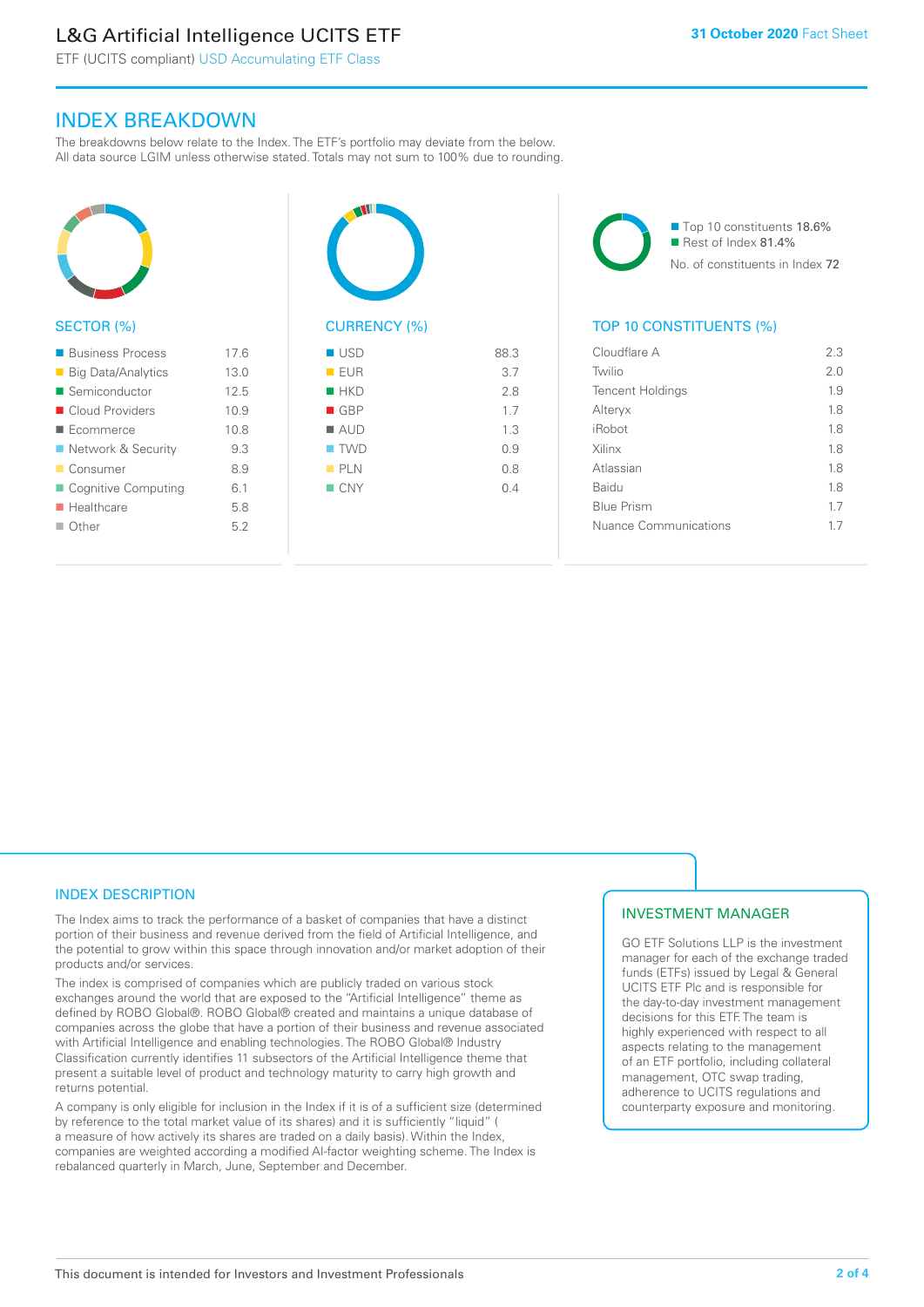# INDEX BREAKDOWN

The breakdowns below relate to the Index. The ETF's portfolio may deviate from the below. All data source LGIM unless otherwise stated. Totals may not sum to 100% due to rounding.

## SECTOR (%)

| Sector | % |
|---|---|
| Business Process | 17.6 |
| Big Data/Analytics | 13.0 |
| Semiconductor | 12.5 |
| Cloud Providers | 10.9 |
| Ecommerce | 10.8 |
| Network & Security | 9.3 |
| Consumer | 8.9 |
| Cognitive Computing | 6.1 |
| Healthcare | 5.8 |
| Other | 5.2 |

## CURRENCY (%)

| Currency | % |
|---|---|
| USD | 88.3 |
| EUR | 3.7 |
| HKD | 2.8 |
| GBP | 1.7 |
| AUD | 1.3 |
| TWD | 0.9 |
| PLN | 0.8 |
| CNY | 0.4 |

- Top 10 constituents 18.6%
- Rest of Index 81.4%

No. of constituents in Index 72

## TOP 10 CONSTITUENTS (%)

| Constituent | % |
|---|---|
| Cloudflare A | 2.3 |
| Twilio | 2.0 |
| Tencent Holdings | 1.9 |
| Alteryx | 1.8 |
| iRobot | 1.8 |
| Xilinx | 1.8 |
| Atlassian | 1.8 |
| Baidu | 1.8 |
| Blue Prism | 1.7 |
| Nuance Communications | 1.7 |

## INDEX DESCRIPTION

The Index aims to track the performance of a basket of companies that have a distinct portion of their business and revenue derived from the field of Artificial Intelligence, and the potential to grow within this space through innovation and/or market adoption of their products and/or services.

The index is comprised of companies which are publicly traded on various stock exchanges around the world that are exposed to the "Artificial Intelligence" theme as defined by ROBO Global®. ROBO Global® created and maintains a unique database of companies across the globe that have a portion of their business and revenue associated with Artificial Intelligence and enabling technologies. The ROBO Global® Industry Classification currently identifies 11 subsectors of the Artificial Intelligence theme that present a suitable level of product and technology maturity to carry high growth and returns potential.

A company is only eligible for inclusion in the Index if it is of a sufficient size (determined by reference to the total market value of its shares) and it is sufficiently "liquid" ( a measure of how actively its shares are traded on a daily basis). Within the Index, companies are weighted according a modified AI-factor weighting scheme. The Index is rebalanced quarterly in March, June, September and December.

## INVESTMENT MANAGER

GO ETF Solutions LLP is the investment manager for each of the exchange traded funds (ETFs) issued by Legal & General UCITS ETF Plc and is responsible for the day-to-day investment management decisions for this ETF. The team is highly experienced with respect to all aspects relating to the management of an ETF portfolio, including collateral management, OTC swap trading, adherence to UCITS regulations and counterparty exposure and monitoring.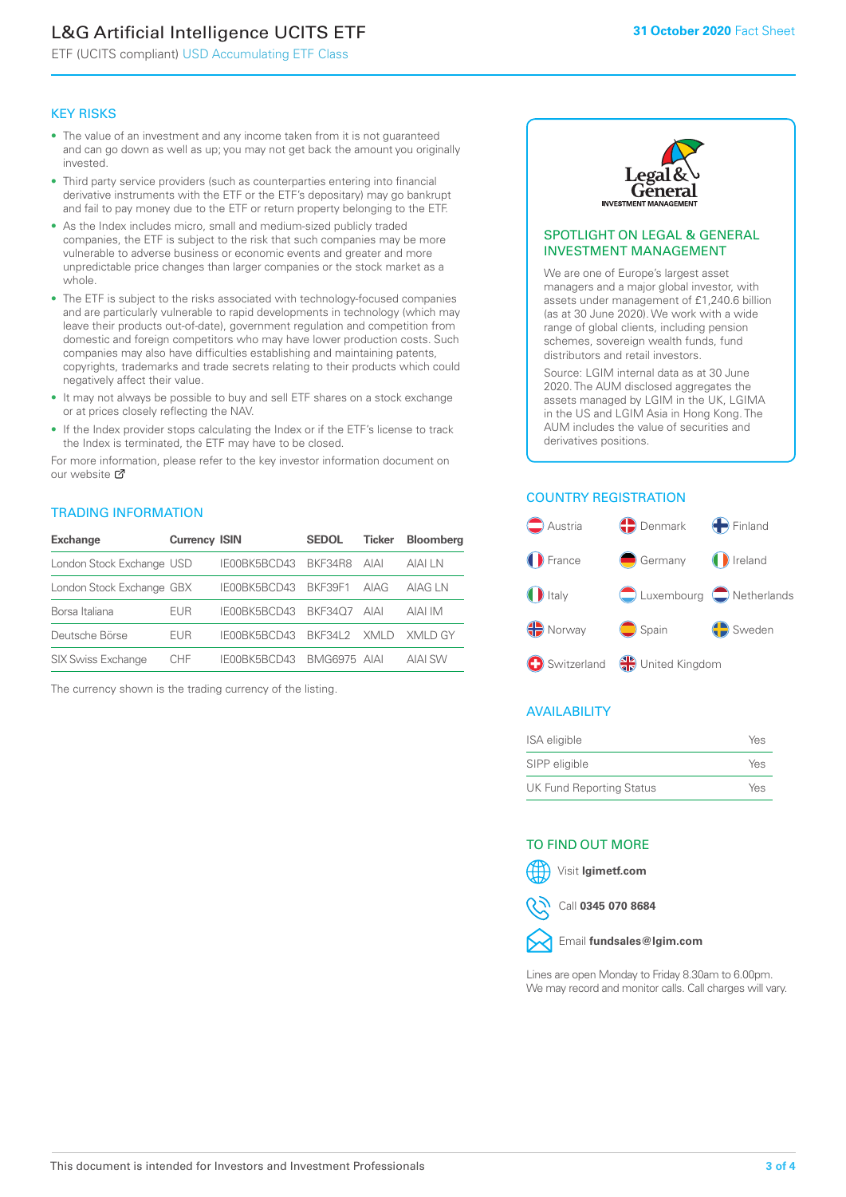# L&G Artificial Intelligence UCITS ETF

ETF (UCITS compliant) USD Accumulating ETF Class

**31 October 2020** Fact Sheet

## KEY RISKS

- The value of an investment and any income taken from it is not guaranteed and can go down as well as up; you may not get back the amount you originally invested.
- Third party service providers (such as counterparties entering into financial derivative instruments with the ETF or the ETF's depositary) may go bankrupt and fail to pay money due to the ETF or return property belonging to the ETF.
- As the Index includes micro, small and medium-sized publicly traded companies, the ETF is subject to the risk that such companies may be more vulnerable to adverse business or economic events and greater and more unpredictable price changes than larger companies or the stock market as a whole.
- The ETF is subject to the risks associated with technology-focused companies and are particularly vulnerable to rapid developments in technology (which may leave their products out-of-date), government regulation and competition from domestic and foreign competitors who may have lower production costs. Such companies may also have difficulties establishing and maintaining patents, copyrights, trademarks and trade secrets relating to their products which could negatively affect their value.
- It may not always be possible to buy and sell ETF shares on a stock exchange or at prices closely reflecting the NAV.
- If the Index provider stops calculating the Index or if the ETF's license to track the Index is terminated, the ETF may have to be closed.

For more information, please refer to the key investor information document on our website

## TRADING INFORMATION

| Exchange | Currency | ISIN | SEDOL | Ticker | Bloomberg |
|---|---|---|---|---|---|
| London Stock Exchange | USD | IE00BK5BCD43 | BKF34R8 | AIAI | AIAI LN |
| London Stock Exchange | GBX | IE00BK5BCD43 | BKF39F1 | AIAG | AIAG LN |
| Borsa Italiana | EUR | IE00BK5BCD43 | BKF34Q7 | AIAI | AIAI IM |
| Deutsche Börse | EUR | IE00BK5BCD43 | BKF34L2 | XMLD | XMLD GY |
| SIX Swiss Exchange | CHF | IE00BK5BCD43 | BMG6975 | AIAI | AIAI SW |

The currency shown is the trading currency of the listing.

## SPOTLIGHT ON LEGAL & GENERAL INVESTMENT MANAGEMENT

We are one of Europe's largest asset managers and a major global investor, with assets under management of £1,240.6 billion (as at 30 June 2020). We work with a wide range of global clients, including pension schemes, sovereign wealth funds, fund distributors and retail investors.

Source: LGIM internal data as at 30 June 2020. The AUM disclosed aggregates the assets managed by LGIM in the UK, LGIMA in the US and LGIM Asia in Hong Kong. The AUM includes the value of securities and derivatives positions.

## COUNTRY REGISTRATION

Austria, Denmark, Finland, France, Germany, Ireland, Italy, Luxembourg, Netherlands, Norway, Spain, Sweden, Switzerland, United Kingdom

## AVAILABILITY

| | |
|---|---|
| ISA eligible | Yes |
| SIPP eligible | Yes |
| UK Fund Reporting Status | Yes |

## TO FIND OUT MORE

Visit **lgimetf.com**

Call **0345 070 8684**

Email **fundsales@lgim.com**

Lines are open Monday to Friday 8.30am to 6.00pm. We may record and monitor calls. Call charges will vary.

This document is intended for Investors and Investment Professionals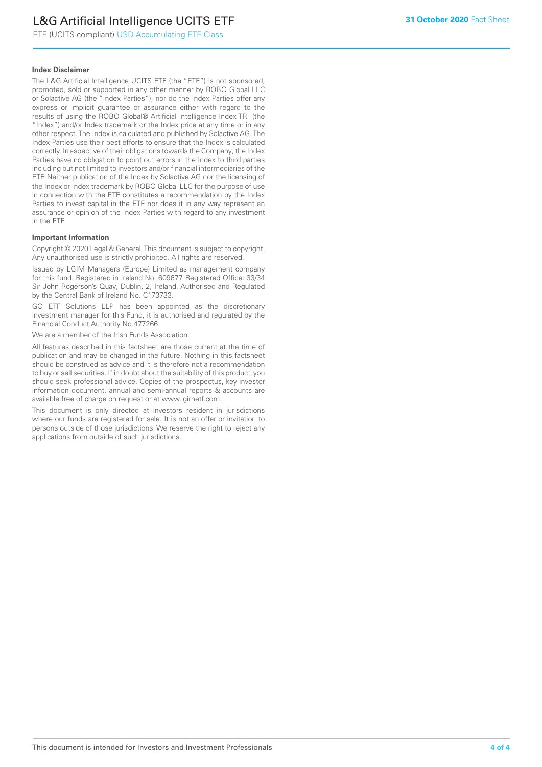**Index Disclaimer**

The L&G Artificial Intelligence UCITS ETF (the "ETF") is not sponsored, promoted, sold or supported in any other manner by ROBO Global LLC or Solactive AG (the "Index Parties"), nor do the Index Parties offer any express or implicit guarantee or assurance either with regard to the results of using the ROBO Global® Artificial Intelligence Index TR (the "Index") and/or Index trademark or the Index price at any time or in any other respect. The Index is calculated and published by Solactive AG. The Index Parties use their best efforts to ensure that the Index is calculated correctly. Irrespective of their obligations towards the Company, the Index Parties have no obligation to point out errors in the Index to third parties including but not limited to investors and/or financial intermediaries of the ETF. Neither publication of the Index by Solactive AG nor the licensing of the Index or Index trademark by ROBO Global LLC for the purpose of use in connection with the ETF constitutes a recommendation by the Index Parties to invest capital in the ETF nor does it in any way represent an assurance or opinion of the Index Parties with regard to any investment in the ETF.

**Important Information**

Copyright © 2020 Legal & General. This document is subject to copyright. Any unauthorised use is strictly prohibited. All rights are reserved.

Issued by LGIM Managers (Europe) Limited as management company for this fund. Registered in Ireland No. 609677. Registered Office: 33/34 Sir John Rogerson's Quay, Dublin, 2, Ireland. Authorised and Regulated by the Central Bank of Ireland No. C173733.

GO ETF Solutions LLP has been appointed as the discretionary investment manager for this Fund, it is authorised and regulated by the Financial Conduct Authority No.477266.

We are a member of the Irish Funds Association.

All features described in this factsheet are those current at the time of publication and may be changed in the future. Nothing in this factsheet should be construed as advice and it is therefore not a recommendation to buy or sell securities. If in doubt about the suitability of this product, you should seek professional advice. Copies of the prospectus, key investor information document, annual and semi-annual reports & accounts are available free of charge on request or at www.lgimetf.com.

This document is only directed at investors resident in jurisdictions where our funds are registered for sale. It is not an offer or invitation to persons outside of those jurisdictions. We reserve the right to reject any applications from outside of such jurisdictions.